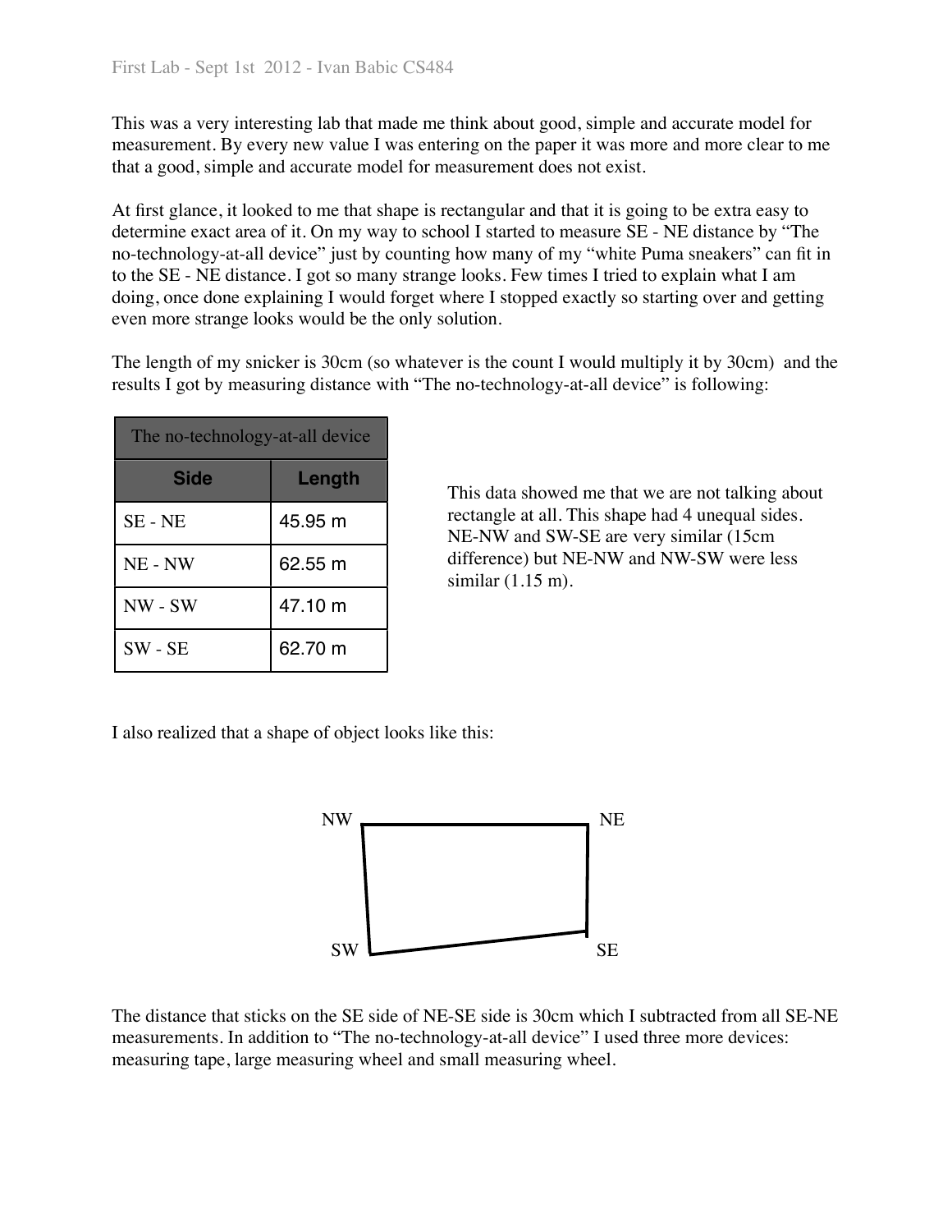First Lab - Sept 1st 2012 - Ivan Babic CS484

This was a very interesting lab that made me think about good, simple and accurate model for measurement. By every new value I was entering on the paper it was more and more clear to me that a good, simple and accurate model for measurement does not exist.

At first glance, it looked to me that shape is rectangular and that it is going to be extra easy to determine exact area of it. On my way to school I started to measure SE - NE distance by "The no-technology-at-all device" just by counting how many of my "white Puma sneakers" can fit in to the SE - NE distance. I got so many strange looks. Few times I tried to explain what I am doing, once done explaining I would forget where I stopped exactly so starting over and getting even more strange looks would be the only solution.

The length of my snicker is 30cm (so whatever is the count I would multiply it by 30cm) and the results I got by measuring distance with "The no-technology-at-all device" is following:

| The no-technology-at-all device | |
|---|---|
| **Side** | **Length** |
| SE - NE | 45.95 m |
| NE - NW | 62.55 m |
| NW - SW | 47.10 m |
| SW - SE | 62.70 m |

This data showed me that we are not talking about rectangle at all. This shape had 4 unequal sides. NE-NW and SW-SE are very similar (15cm difference) but NE-NW and NW-SW were less similar (1.15 m).

I also realized that a shape of object looks like this:

NW NE

SW SE

The distance that sticks on the SE side of NE-SE side is 30cm which I subtracted from all SE-NE measurements. In addition to "The no-technology-at-all device" I used three more devices: measuring tape, large measuring wheel and small measuring wheel.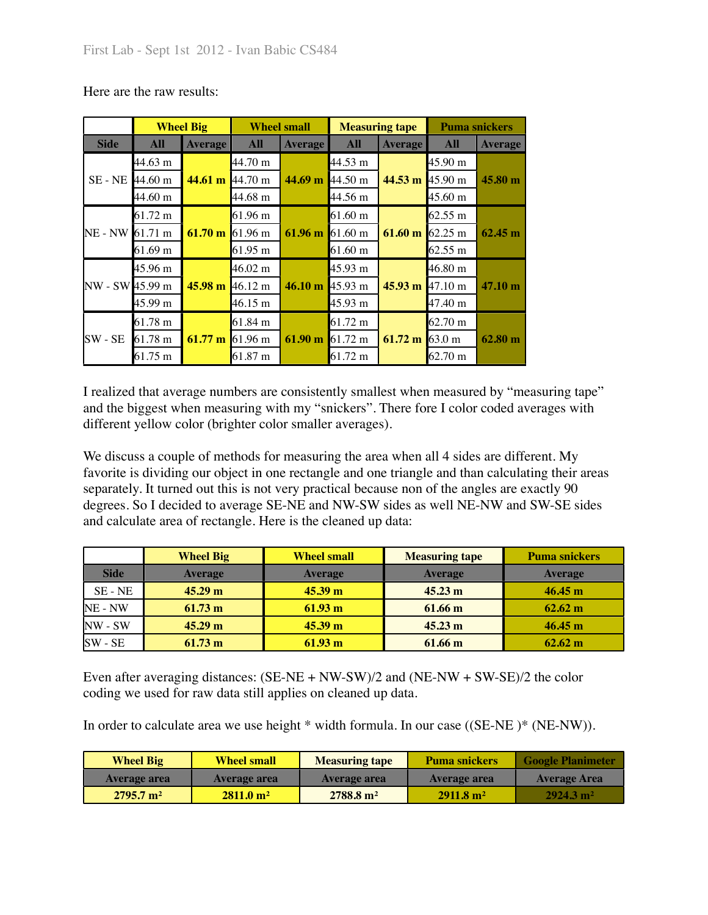Here are the raw results:

| | Wheel Big | | Wheel small | | Measuring tape | | Puma snickers | |
|---|---|---|---|---|---|---|---|---|
| **Side** | **All** | **Average** | **All** | **Average** | **All** | **Average** | **All** | **Average** |
| SE - NE | 44.63 m | **44.61 m** | 44.70 m | **44.69 m** | 44.53 m | **44.53 m** | 45.90 m | **45.80 m** |
| | 44.60 m | | 44.70 m | | 44.50 m | | 45.90 m | |
| | 44.60 m | | 44.68 m | | 44.56 m | | 45.60 m | |
| NE - NW | 61.72 m | **61.70 m** | 61.96 m | **61.96 m** | 61.60 m | **61.60 m** | 62.55 m | **62.45 m** |
| | 61.71 m | | 61.96 m | | 61.60 m | | 62.25 m | |
| | 61.69 m | | 61.95 m | | 61.60 m | | 62.55 m | |
| NW - SW | 45.96 m | **45.98 m** | 46.02 m | **46.10 m** | 45.93 m | **45.93 m** | 46.80 m | **47.10 m** |
| | 45.99 m | | 46.12 m | | 45.93 m | | 47.10 m | |
| | 45.99 m | | 46.15 m | | 45.93 m | | 47.40 m | |
| SW - SE | 61.78 m | **61.77 m** | 61.84 m | **61.90 m** | 61.72 m | **61.72 m** | 62.70 m | **62.80 m** |
| | 61.78 m | | 61.96 m | | 61.72 m | | 63.0 m | |
| | 61.75 m | | 61.87 m | | 61.72 m | | 62.70 m | |

I realized that average numbers are consistently smallest when measured by "measuring tape" and the biggest when measuring with my "snickers". There fore I color coded averages with different yellow color (brighter color smaller averages).

We discuss a couple of methods for measuring the area when all 4 sides are different. My favorite is dividing our object in one rectangle and one triangle and than calculating their areas separately. It turned out this is not very practical because non of the angles are exactly 90 degrees. So I decided to average SE-NE and NW-SW sides as well NE-NW and SW-SE sides and calculate area of rectangle. Here is the cleaned up data:

| | Wheel Big | Wheel small | Measuring tape | Puma snickers |
|---|---|---|---|---|
| **Side** | **Average** | **Average** | **Average** | **Average** |
| SE - NE | **45.29 m** | **45.39 m** | **45.23 m** | **46.45 m** |
| NE - NW | **61.73 m** | **61.93 m** | **61.66 m** | **62.62 m** |
| NW - SW | **45.29 m** | **45.39 m** | **45.23 m** | **46.45 m** |
| SW - SE | **61.73 m** | **61.93 m** | **61.66 m** | **62.62 m** |

Even after averaging distances: (SE-NE + NW-SW)/2 and (NE-NW + SW-SE)/2 the color coding we used for raw data still applies on cleaned up data.

In order to calculate area we use height * width formula. In our case ((SE-NE )* (NE-NW)).

| Wheel Big | Wheel small | Measuring tape | Puma snickers | Google Planimeter |
|---|---|---|---|---|
| **Average area** | **Average area** | **Average area** | **Average area** | **Average Area** |
| **2795.7 m²** | **2811.0 m²** | **2788.8 m²** | **2911.8 m²** | **2924.3 m²** |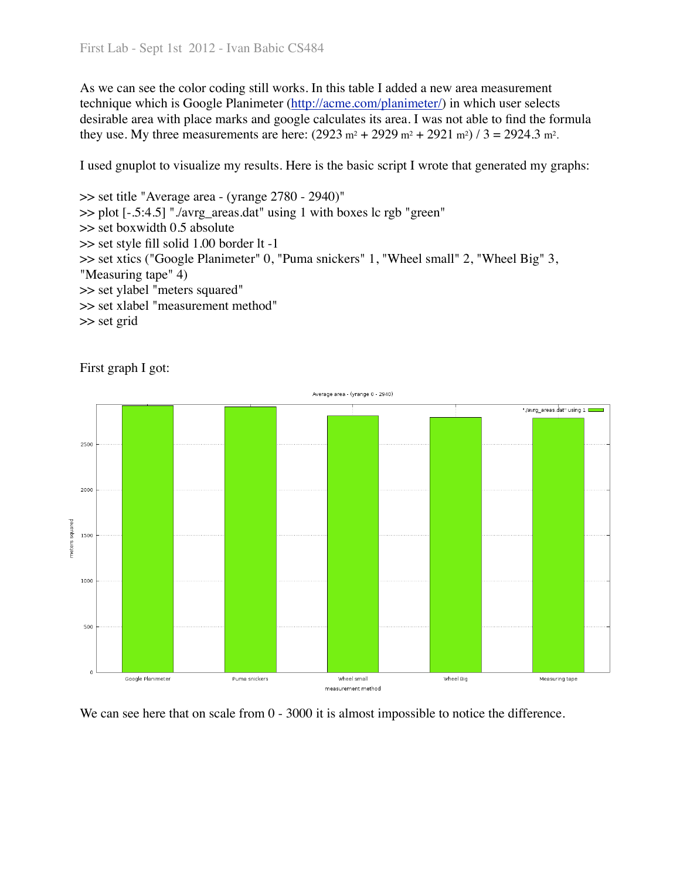As we can see the color coding still works. In this table I added a new area measurement technique which is Google Planimeter (http://acme.com/planimeter/) in which user selects desirable area with place marks and google calculates its area. I was not able to find the formula they use. My three measurements are here: $(2923\ m^2 + 2929\ m^2 + 2921\ m^2) / 3 = 2924.3\ m^2$.

I used gnuplot to visualize my results. Here is the basic script I wrote that generated my graphs:

```
>> set title "Average area - (yrange 2780 - 2940)"
>> plot [-.5:4.5] "./avrg_areas.dat" using 1 with boxes lc rgb "green"
>> set boxwidth 0.5 absolute
>> set style fill solid 1.00 border lt -1
>> set xtics ("Google Planimeter" 0, "Puma snickers" 1, "Wheel small" 2, "Wheel Big" 3, "Measuring tape" 4)
>> set ylabel "meters squared"
>> set xlabel "measurement method"
>> set grid
```

First graph I got:

We can see here that on scale from 0 - 3000 it is almost impossible to notice the difference.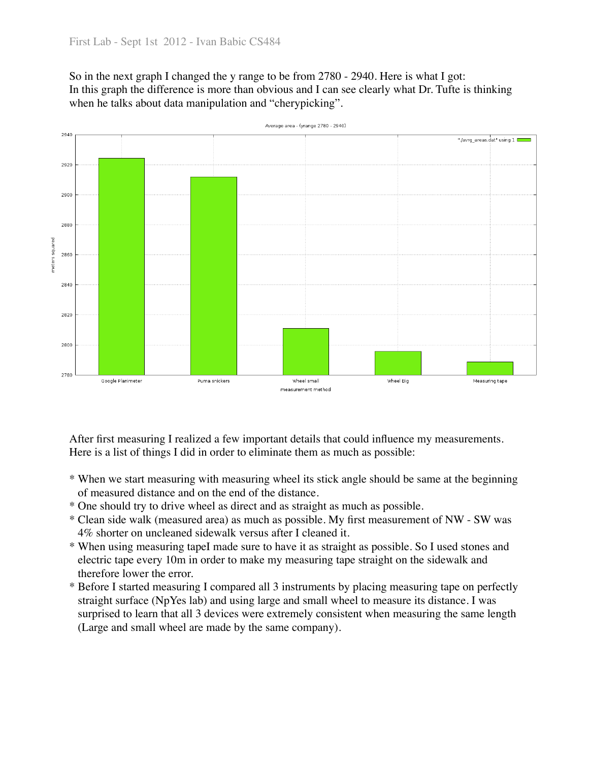So in the next graph I changed the y range to be from 2780 - 2940. Here is what I got:
In this graph the difference is more than obvious and I can see clearly what Dr. Tufte is thinking when he talks about data manipulation and "cherypicking".

Average area - (yrange 2780 - 2940)

"./avrg_areas.dat" using 1

meters squared

Google Planimeter | Puma snickers | Wheel small | Wheel Big | Measuring tape

measurement method

After first measuring I realized a few important details that could influence my measurements. Here is a list of things I did in order to eliminate them as much as possible:

* When we start measuring with measuring wheel its stick angle should be same at the beginning of measured distance and on the end of the distance.
* One should try to drive wheel as direct and as straight as much as possible.
* Clean side walk (measured area) as much as possible. My first measurement of NW - SW was 4% shorter on uncleaned sidewalk versus after I cleaned it.
* When using measuring tapeI made sure to have it as straight as possible. So I used stones and electric tape every 10m in order to make my measuring tape straight on the sidewalk and therefore lower the error.
* Before I started measuring I compared all 3 instruments by placing measuring tape on perfectly straight surface (NpYes lab) and using large and small wheel to measure its distance. I was surprised to learn that all 3 devices were extremely consistent when measuring the same length (Large and small wheel are made by the same company).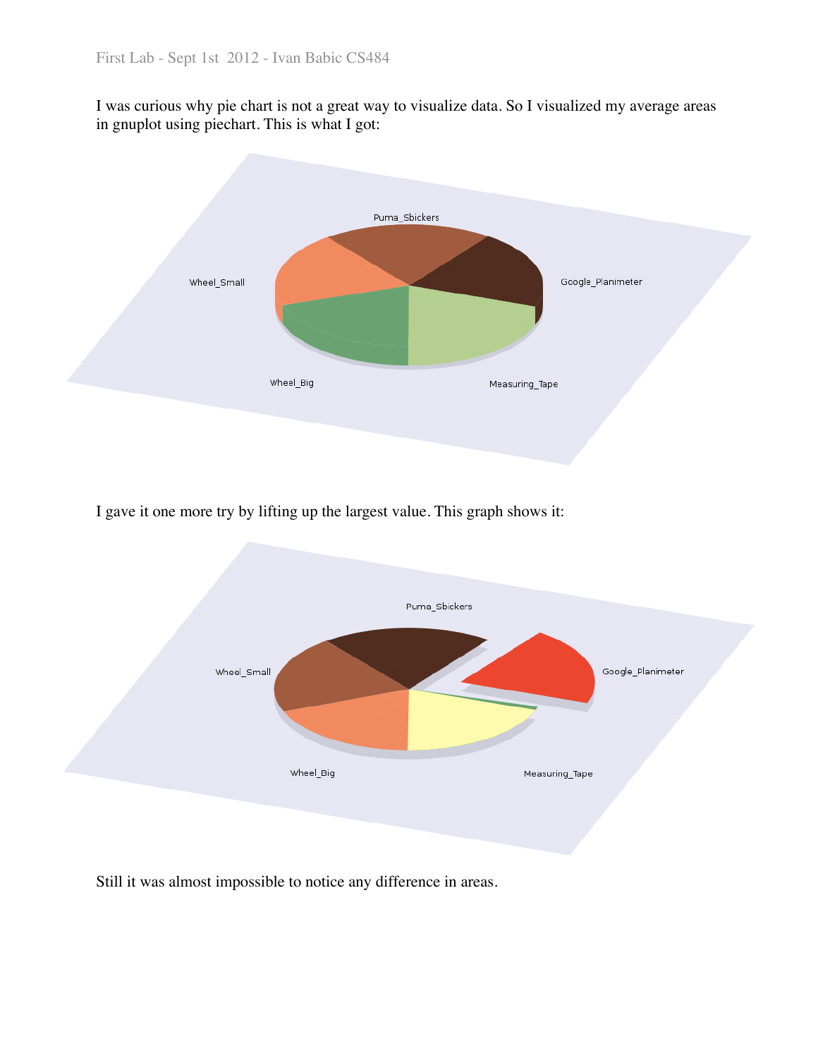I was curious why pie chart is not a great way to visualize data. So I visualized my average areas in gnuplot using piechart. This is what I got:

I gave it one more try by lifting up the largest value. This graph shows it:

Still it was almost impossible to notice any difference in areas.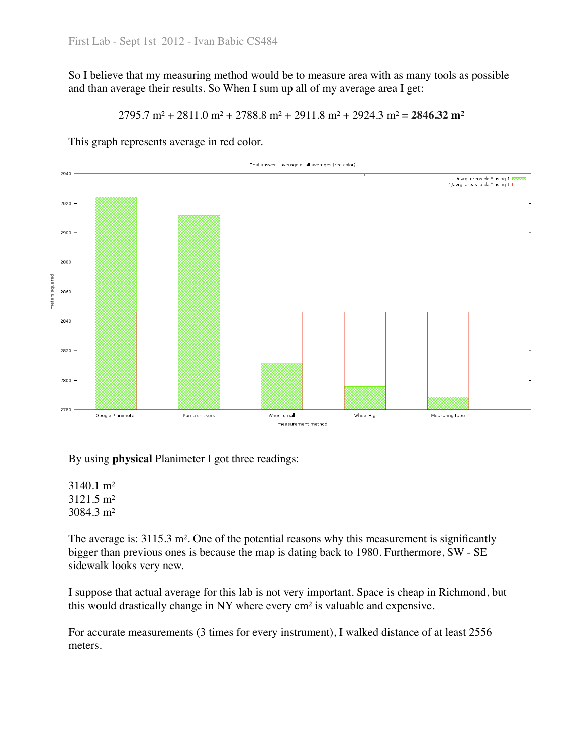First Lab - Sept 1st 2012 - Ivan Babic CS484

So I believe that my measuring method would be to measure area with as many tools as possible and than average their results. So When I sum up all of my average area I get:

$$2795.7 \text{ m}^2 + 2811.0 \text{ m}^2 + 2788.8 \text{ m}^2 + 2911.8 \text{ m}^2 + 2924.3 \text{ m}^2 = \mathbf{2846.32 \text{ m}^2}$$

This graph represents average in red color.

Final answer - average of all averages (red color)

"./avrg_areas.dat" using 1

"./avrg_areas_a.dat" using 1

meters squared

2940
2920
2900
2880
2860
2840
2820
2800
2780

Google Planimeter
Puma snickers
Wheel small
Wheel Big
Measuring tape

measurement method

By using **physical** Planimeter I got three readings:

3140.1 m²
3121.5 m²
3084.3 m²

The average is: 3115.3 m². One of the potential reasons why this measurement is significantly bigger than previous ones is because the map is dating back to 1980. Furthermore, SW - SE sidewalk looks very new.

I suppose that actual average for this lab is not very important. Space is cheap in Richmond, but this would drastically change in NY where every cm² is valuable and expensive.

For accurate measurements (3 times for every instrument), I walked distance of at least 2556 meters.